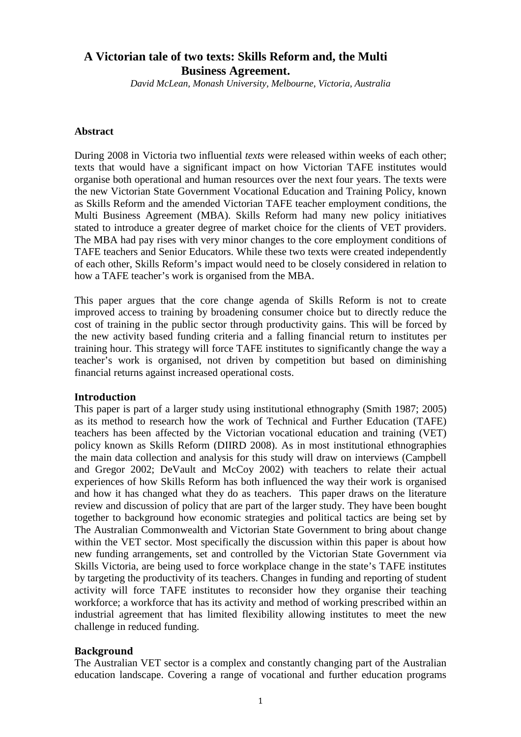# A Victorian tale of two texts: Skills Reform and, the Multi Business Agreement.

*David McLean, Monash University, Melbourne, Victoria, Australia*

### Abstract

During 2008 in Victoria two influential *texts* were released within weeks of each other; texts that would have a significant impact on how Victorian TAFE institutes would organise both operational and human resources over the next four years. The texts were the new Victorian State Government Vocational Education and Training Policy, known as Skills Reform and the amended Victorian TAFE teacher employment conditions, the Multi Business Agreement (MBA). Skills Reform had many new policy initiatives stated to introduce a greater degree of market choice for the clients of VET providers. The MBA had pay rises with very minor changes to the core employment conditions of TAFE teachers and Senior Educators. While these two texts were created independently of each other, Skills Reform's impact would need to be closely considered in relation to how a TAFE teacher's work is organised from the MBA.

This paper argues that the core change agenda of Skills Reform is not to create improved access to training by broadening consumer choice but to directly reduce the cost of training in the public sector through productivity gains. This will be forced by the new activity based funding criteria and a falling financial return to institutes per training hour. This strategy will force TAFE institutes to significantly change the way a teacher's work is organised, not driven by competition but based on diminishing financial returns against increased operational costs.

## Introduction

This paper is part of a larger study using institutional ethnography (Smith 1987; 2005) as its method to research how the work of Technical and Further Education (TAFE) teachers has been affected by the Victorian vocational education and training (VET) policy known as Skills Reform (DIIRD 2008). As in most institutional ethnographies the main data collection and analysis for this study will draw on interviews (Campbell and Gregor 2002; DeVault and McCoy 2002) with teachers to relate their actual experiences of how Skills Reform has both influenced the way their work is organised and how it has changed what they do as teachers. This paper draws on the literature review and discussion of policy that are part of the larger study. They have been bought together to background how economic strategies and political tactics are being set by The Australian Commonwealth and Victorian State Government to bring about change within the VET sector. Most specifically the discussion within this paper is about how new funding arrangements, set and controlled by the Victorian State Government via Skills Victoria, are being used to force workplace change in the state's TAFE institutes by targeting the productivity of its teachers. Changes in funding and reporting of student activity will force TAFE institutes to reconsider how they organise their teaching workforce; a workforce that has its activity and method of working prescribed within an industrial agreement that has limited flexibility allowing institutes to meet the new challenge in reduced funding.

## Background

The Australian VET sector is a complex and constantly changing part of the Australian education landscape. Covering a range of vocational and further education programs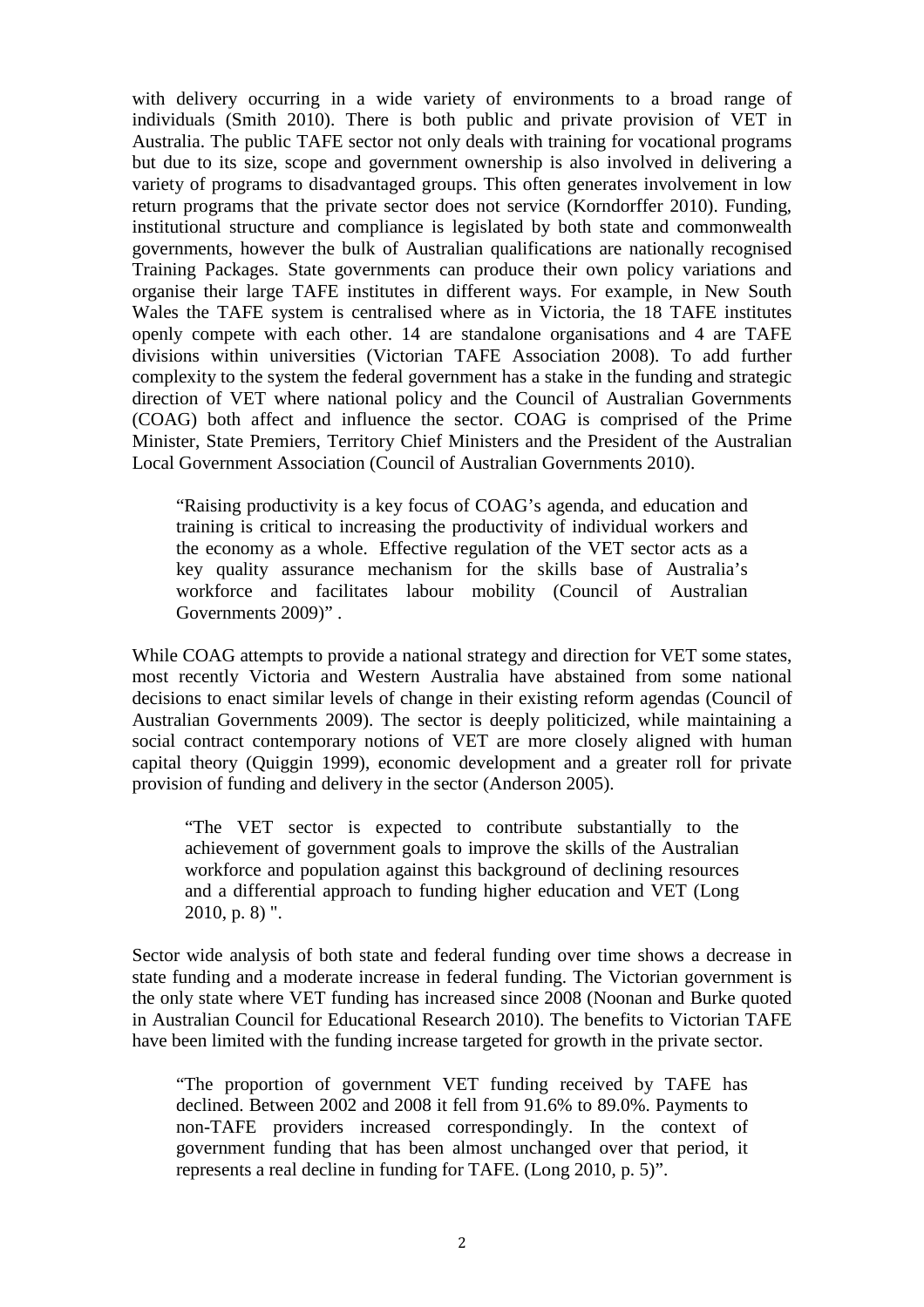with delivery occurring in a wide variety of environments to a broad range of individuals (Smith 2010). There is both public and private provision of VET in Australia. The public TAFE sector not only deals with training for vocational programs but due to its size, scope and government ownership is also involved in delivering a variety of programs to disadvantaged groups. This often generates involvement in low return programs that the private sector does not service (Korndorffer 2010). Funding, institutional structure and compliance is legislated by both state and commonwealth governments, however the bulk of Australian qualifications are nationally recognised Training Packages. State governments can produce their own policy variations and organise their large TAFE institutes in different ways. For example, in New South Wales the TAFE system is centralised where as in Victoria, the 18 TAFE institutes openly compete with each other. 14 are standalone organisations and 4 are TAFE divisions within universities (Victorian TAFE Association 2008). To add further complexity to the system the federal government has a stake in the funding and strategic direction of VET where national policy and the Council of Australian Governments (COAG) both affect and influence the sector. COAG is comprised of the Prime Minister, State Premiers, Territory Chief Ministers and the President of the Australian Local Government Association (Council of Australian Governments 2010).

> "Raising productivity is a key focus of COAG's agenda, and education and training is critical to increasing the productivity of individual workers and the economy as a whole. Effective regulation of the VET sector acts as a key quality assurance mechanism for the skills base of Australia's workforce and facilitates labour mobility (Council of Australian Governments 2009)" .

While COAG attempts to provide a national strategy and direction for VET some states, most recently Victoria and Western Australia have abstained from some national decisions to enact similar levels of change in their existing reform agendas (Council of Australian Governments 2009). The sector is deeply politicized, while maintaining a social contract contemporary notions of VET are more closely aligned with human capital theory (Quiggin 1999), economic development and a greater roll for private provision of funding and delivery in the sector (Anderson 2005).

> "The VET sector is expected to contribute substantially to the achievement of government goals to improve the skills of the Australian workforce and population against this background of declining resources and a differential approach to funding higher education and VET (Long 2010, p. 8) ".

Sector wide analysis of both state and federal funding over time shows a decrease in state funding and a moderate increase in federal funding. The Victorian government is the only state where VET funding has increased since 2008 (Noonan and Burke quoted in Australian Council for Educational Research 2010). The benefits to Victorian TAFE have been limited with the funding increase targeted for growth in the private sector.

> "The proportion of government VET funding received by TAFE has declined. Between 2002 and 2008 it fell from 91.6% to 89.0%. Payments to non-TAFE providers increased correspondingly. In the context of government funding that has been almost unchanged over that period, it represents a real decline in funding for TAFE. (Long 2010, p. 5)".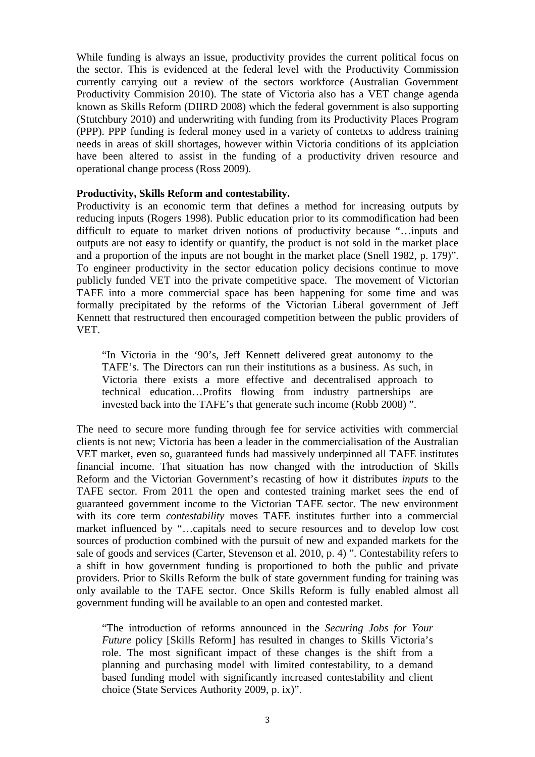While funding is always an issue, productivity provides the current political focus on the sector. This is evidenced at the federal level with the Productivity Commission currently carrying out a review of the sectors workforce (Australian Government Productivity Commision 2010). The state of Victoria also has a VET change agenda known as Skills Reform (DIIRD 2008) which the federal government is also supporting (Stutchbury 2010) and underwriting with funding from its Productivity Places Program (PPP). PPP funding is federal money used in a variety of contetxs to address training needs in areas of skill shortages, however within Victoria conditions of its applciation have been altered to assist in the funding of a productivity driven resource and operational change process (Ross 2009).

**Productivity, Skills Reform and contestability.**

Productivity is an economic term that defines a method for increasing outputs by reducing inputs (Rogers 1998). Public education prior to its commodification had been difficult to equate to market driven notions of productivity because "…inputs and outputs are not easy to identify or quantify, the product is not sold in the market place and a proportion of the inputs are not bought in the market place (Snell 1982, p. 179)". To engineer productivity in the sector education policy decisions continue to move publicly funded VET into the private competitive space. The movement of Victorian TAFE into a more commercial space has been happening for some time and was formally precipitated by the reforms of the Victorian Liberal government of Jeff Kennett that restructured then encouraged competition between the public providers of VET.

> "In Victoria in the '90's, Jeff Kennett delivered great autonomy to the TAFE's. The Directors can run their institutions as a business. As such, in Victoria there exists a more effective and decentralised approach to technical education…Profits flowing from industry partnerships are invested back into the TAFE's that generate such income (Robb 2008) ".

The need to secure more funding through fee for service activities with commercial clients is not new; Victoria has been a leader in the commercialisation of the Australian VET market, even so, guaranteed funds had massively underpinned all TAFE institutes financial income. That situation has now changed with the introduction of Skills Reform and the Victorian Government's recasting of how it distributes *inputs* to the TAFE sector. From 2011 the open and contested training market sees the end of guaranteed government income to the Victorian TAFE sector. The new environment with its core term *contestability* moves TAFE institutes further into a commercial market influenced by "…capitals need to secure resources and to develop low cost sources of production combined with the pursuit of new and expanded markets for the sale of goods and services (Carter, Stevenson et al. 2010, p. 4) ". Contestability refers to a shift in how government funding is proportioned to both the public and private providers. Prior to Skills Reform the bulk of state government funding for training was only available to the TAFE sector. Once Skills Reform is fully enabled almost all government funding will be available to an open and contested market.

> "The introduction of reforms announced in the *Securing Jobs for Your Future* policy [Skills Reform] has resulted in changes to Skills Victoria's role. The most significant impact of these changes is the shift from a planning and purchasing model with limited contestability, to a demand based funding model with significantly increased contestability and client choice (State Services Authority 2009, p. ix)".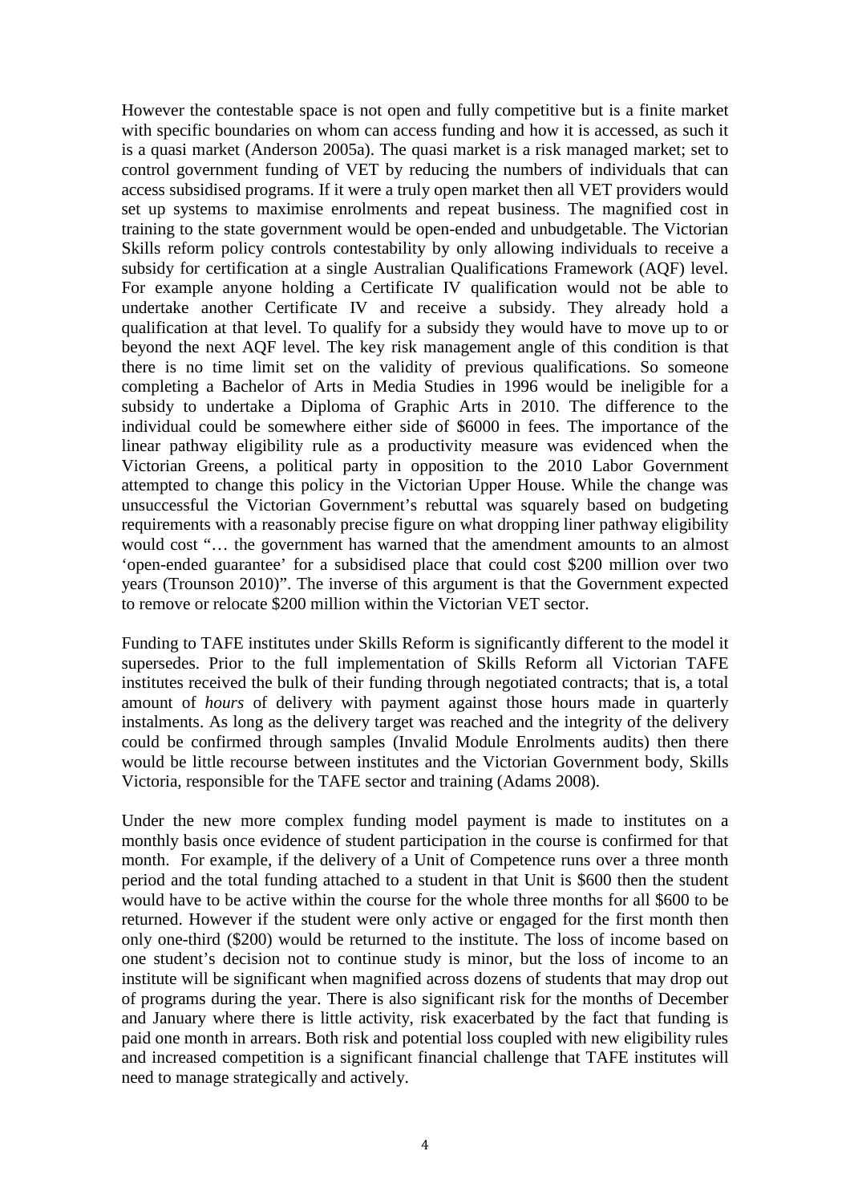However the contestable space is not open and fully competitive but is a finite market with specific boundaries on whom can access funding and how it is accessed, as such it is a quasi market (Anderson 2005a). The quasi market is a risk managed market; set to control government funding of VET by reducing the numbers of individuals that can access subsidised programs. If it were a truly open market then all VET providers would set up systems to maximise enrolments and repeat business. The magnified cost in training to the state government would be open-ended and unbudgetable. The Victorian Skills reform policy controls contestability by only allowing individuals to receive a subsidy for certification at a single Australian Qualifications Framework (AQF) level. For example anyone holding a Certificate IV qualification would not be able to undertake another Certificate IV and receive a subsidy. They already hold a qualification at that level. To qualify for a subsidy they would have to move up to or beyond the next AQF level. The key risk management angle of this condition is that there is no time limit set on the validity of previous qualifications. So someone completing a Bachelor of Arts in Media Studies in 1996 would be ineligible for a subsidy to undertake a Diploma of Graphic Arts in 2010. The difference to the individual could be somewhere either side of $6000 in fees. The importance of the linear pathway eligibility rule as a productivity measure was evidenced when the Victorian Greens, a political party in opposition to the 2010 Labor Government attempted to change this policy in the Victorian Upper House. While the change was unsuccessful the Victorian Government's rebuttal was squarely based on budgeting requirements with a reasonably precise figure on what dropping liner pathway eligibility would cost "… the government has warned that the amendment amounts to an almost 'open-ended guarantee' for a subsidised place that could cost $200 million over two years (Trounson 2010)". The inverse of this argument is that the Government expected to remove or relocate $200 million within the Victorian VET sector.

Funding to TAFE institutes under Skills Reform is significantly different to the model it supersedes. Prior to the full implementation of Skills Reform all Victorian TAFE institutes received the bulk of their funding through negotiated contracts; that is, a total amount of *hours* of delivery with payment against those hours made in quarterly instalments. As long as the delivery target was reached and the integrity of the delivery could be confirmed through samples (Invalid Module Enrolments audits) then there would be little recourse between institutes and the Victorian Government body, Skills Victoria, responsible for the TAFE sector and training (Adams 2008).

Under the new more complex funding model payment is made to institutes on a monthly basis once evidence of student participation in the course is confirmed for that month. For example, if the delivery of a Unit of Competence runs over a three month period and the total funding attached to a student in that Unit is $600 then the student would have to be active within the course for the whole three months for all $600 to be returned. However if the student were only active or engaged for the first month then only one-third ($200) would be returned to the institute. The loss of income based on one student's decision not to continue study is minor, but the loss of income to an institute will be significant when magnified across dozens of students that may drop out of programs during the year. There is also significant risk for the months of December and January where there is little activity, risk exacerbated by the fact that funding is paid one month in arrears. Both risk and potential loss coupled with new eligibility rules and increased competition is a significant financial challenge that TAFE institutes will need to manage strategically and actively.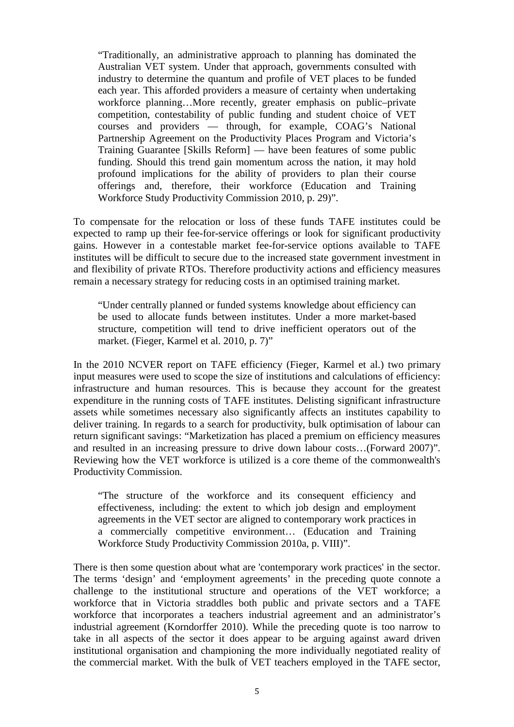> "Traditionally, an administrative approach to planning has dominated the Australian VET system. Under that approach, governments consulted with industry to determine the quantum and profile of VET places to be funded each year. This afforded providers a measure of certainty when undertaking workforce planning…More recently, greater emphasis on public–private competition, contestability of public funding and student choice of VET courses and providers — through, for example, COAG's National Partnership Agreement on the Productivity Places Program and Victoria's Training Guarantee [Skills Reform] — have been features of some public funding. Should this trend gain momentum across the nation, it may hold profound implications for the ability of providers to plan their course offerings and, therefore, their workforce (Education and Training Workforce Study Productivity Commission 2010, p. 29)".

To compensate for the relocation or loss of these funds TAFE institutes could be expected to ramp up their fee-for-service offerings or look for significant productivity gains. However in a contestable market fee-for-service options available to TAFE institutes will be difficult to secure due to the increased state government investment in and flexibility of private RTOs. Therefore productivity actions and efficiency measures remain a necessary strategy for reducing costs in an optimised training market.

> "Under centrally planned or funded systems knowledge about efficiency can be used to allocate funds between institutes. Under a more market-based structure, competition will tend to drive inefficient operators out of the market. (Fieger, Karmel et al. 2010, p. 7)"

In the 2010 NCVER report on TAFE efficiency (Fieger, Karmel et al.) two primary input measures were used to scope the size of institutions and calculations of efficiency: infrastructure and human resources. This is because they account for the greatest expenditure in the running costs of TAFE institutes. Delisting significant infrastructure assets while sometimes necessary also significantly affects an institutes capability to deliver training. In regards to a search for productivity, bulk optimisation of labour can return significant savings: "Marketization has placed a premium on efficiency measures and resulted in an increasing pressure to drive down labour costs…(Forward 2007)". Reviewing how the VET workforce is utilized is a core theme of the commonwealth's Productivity Commission.

> "The structure of the workforce and its consequent efficiency and effectiveness, including: the extent to which job design and employment agreements in the VET sector are aligned to contemporary work practices in a commercially competitive environment… (Education and Training Workforce Study Productivity Commission 2010a, p. VIII)".

There is then some question about what are 'contemporary work practices' in the sector. The terms 'design' and 'employment agreements' in the preceding quote connote a challenge to the institutional structure and operations of the VET workforce; a workforce that in Victoria straddles both public and private sectors and a TAFE workforce that incorporates a teachers industrial agreement and an administrator's industrial agreement (Korndorffer 2010). While the preceding quote is too narrow to take in all aspects of the sector it does appear to be arguing against award driven institutional organisation and championing the more individually negotiated reality of the commercial market. With the bulk of VET teachers employed in the TAFE sector,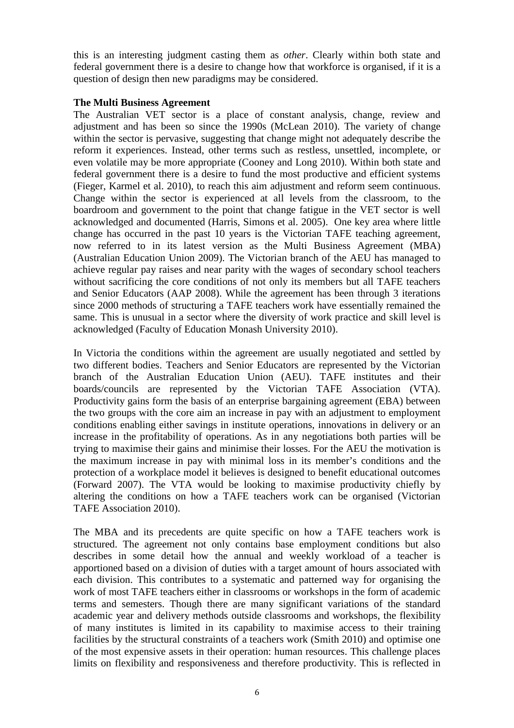this is an interesting judgment casting them as *other*. Clearly within both state and federal government there is a desire to change how that workforce is organised, if it is a question of design then new paradigms may be considered.

**The Multi Business Agreement**

The Australian VET sector is a place of constant analysis, change, review and adjustment and has been so since the 1990s (McLean 2010). The variety of change within the sector is pervasive, suggesting that change might not adequately describe the reform it experiences. Instead, other terms such as restless, unsettled, incomplete, or even volatile may be more appropriate (Cooney and Long 2010). Within both state and federal government there is a desire to fund the most productive and efficient systems (Fieger, Karmel et al. 2010), to reach this aim adjustment and reform seem continuous. Change within the sector is experienced at all levels from the classroom, to the boardroom and government to the point that change fatigue in the VET sector is well acknowledged and documented (Harris, Simons et al. 2005). One key area where little change has occurred in the past 10 years is the Victorian TAFE teaching agreement, now referred to in its latest version as the Multi Business Agreement (MBA) (Australian Education Union 2009). The Victorian branch of the AEU has managed to achieve regular pay raises and near parity with the wages of secondary school teachers without sacrificing the core conditions of not only its members but all TAFE teachers and Senior Educators (AAP 2008). While the agreement has been through 3 iterations since 2000 methods of structuring a TAFE teachers work have essentially remained the same. This is unusual in a sector where the diversity of work practice and skill level is acknowledged (Faculty of Education Monash University 2010).

In Victoria the conditions within the agreement are usually negotiated and settled by two different bodies. Teachers and Senior Educators are represented by the Victorian branch of the Australian Education Union (AEU). TAFE institutes and their boards/councils are represented by the Victorian TAFE Association (VTA). Productivity gains form the basis of an enterprise bargaining agreement (EBA) between the two groups with the core aim an increase in pay with an adjustment to employment conditions enabling either savings in institute operations, innovations in delivery or an increase in the profitability of operations. As in any negotiations both parties will be trying to maximise their gains and minimise their losses. For the AEU the motivation is the maximum increase in pay with minimal loss in its member's conditions and the protection of a workplace model it believes is designed to benefit educational outcomes (Forward 2007). The VTA would be looking to maximise productivity chiefly by altering the conditions on how a TAFE teachers work can be organised (Victorian TAFE Association 2010).

The MBA and its precedents are quite specific on how a TAFE teachers work is structured. The agreement not only contains base employment conditions but also describes in some detail how the annual and weekly workload of a teacher is apportioned based on a division of duties with a target amount of hours associated with each division. This contributes to a systematic and patterned way for organising the work of most TAFE teachers either in classrooms or workshops in the form of academic terms and semesters. Though there are many significant variations of the standard academic year and delivery methods outside classrooms and workshops, the flexibility of many institutes is limited in its capability to maximise access to their training facilities by the structural constraints of a teachers work (Smith 2010) and optimise one of the most expensive assets in their operation: human resources. This challenge places limits on flexibility and responsiveness and therefore productivity. This is reflected in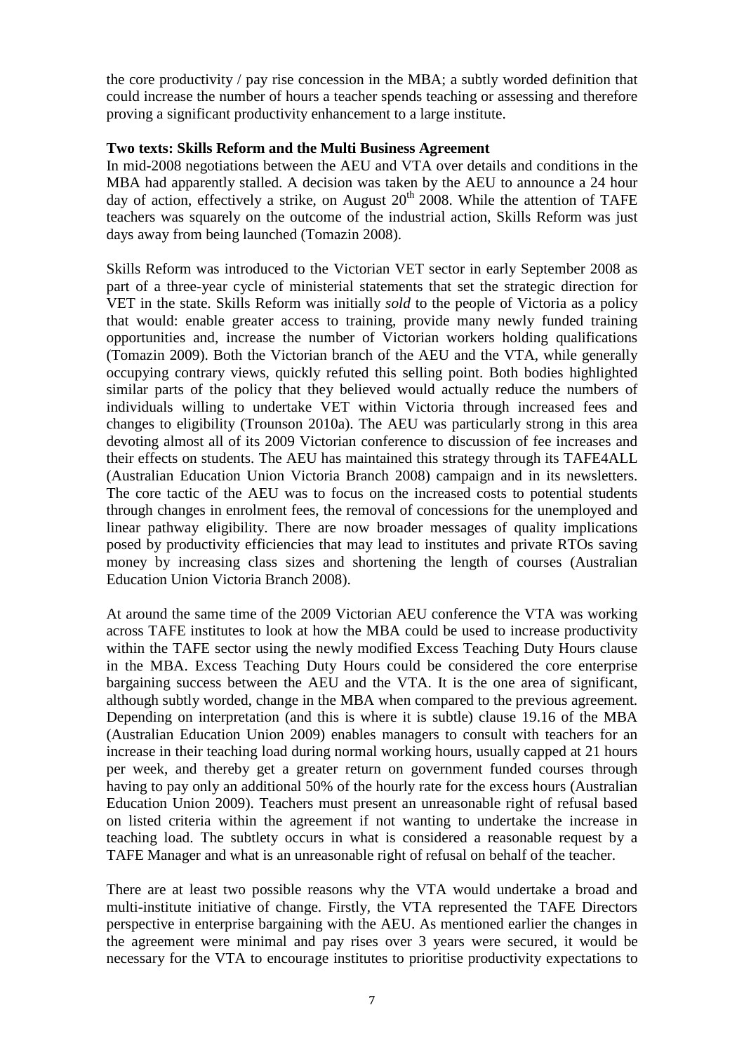the core productivity / pay rise concession in the MBA; a subtly worded definition that could increase the number of hours a teacher spends teaching or assessing and therefore proving a significant productivity enhancement to a large institute.

**Two texts: Skills Reform and the Multi Business Agreement**

In mid-2008 negotiations between the AEU and VTA over details and conditions in the MBA had apparently stalled. A decision was taken by the AEU to announce a 24 hour day of action, effectively a strike, on August 20th 2008. While the attention of TAFE teachers was squarely on the outcome of the industrial action, Skills Reform was just days away from being launched (Tomazin 2008).

Skills Reform was introduced to the Victorian VET sector in early September 2008 as part of a three-year cycle of ministerial statements that set the strategic direction for VET in the state. Skills Reform was initially *sold* to the people of Victoria as a policy that would: enable greater access to training, provide many newly funded training opportunities and, increase the number of Victorian workers holding qualifications (Tomazin 2009). Both the Victorian branch of the AEU and the VTA, while generally occupying contrary views, quickly refuted this selling point. Both bodies highlighted similar parts of the policy that they believed would actually reduce the numbers of individuals willing to undertake VET within Victoria through increased fees and changes to eligibility (Trounson 2010a). The AEU was particularly strong in this area devoting almost all of its 2009 Victorian conference to discussion of fee increases and their effects on students. The AEU has maintained this strategy through its TAFE4ALL (Australian Education Union Victoria Branch 2008) campaign and in its newsletters. The core tactic of the AEU was to focus on the increased costs to potential students through changes in enrolment fees, the removal of concessions for the unemployed and linear pathway eligibility. There are now broader messages of quality implications posed by productivity efficiencies that may lead to institutes and private RTOs saving money by increasing class sizes and shortening the length of courses (Australian Education Union Victoria Branch 2008).

At around the same time of the 2009 Victorian AEU conference the VTA was working across TAFE institutes to look at how the MBA could be used to increase productivity within the TAFE sector using the newly modified Excess Teaching Duty Hours clause in the MBA. Excess Teaching Duty Hours could be considered the core enterprise bargaining success between the AEU and the VTA. It is the one area of significant, although subtly worded, change in the MBA when compared to the previous agreement. Depending on interpretation (and this is where it is subtle) clause 19.16 of the MBA (Australian Education Union 2009) enables managers to consult with teachers for an increase in their teaching load during normal working hours, usually capped at 21 hours per week, and thereby get a greater return on government funded courses through having to pay only an additional 50% of the hourly rate for the excess hours (Australian Education Union 2009). Teachers must present an unreasonable right of refusal based on listed criteria within the agreement if not wanting to undertake the increase in teaching load. The subtlety occurs in what is considered a reasonable request by a TAFE Manager and what is an unreasonable right of refusal on behalf of the teacher.

There are at least two possible reasons why the VTA would undertake a broad and multi-institute initiative of change. Firstly, the VTA represented the TAFE Directors perspective in enterprise bargaining with the AEU. As mentioned earlier the changes in the agreement were minimal and pay rises over 3 years were secured, it would be necessary for the VTA to encourage institutes to prioritise productivity expectations to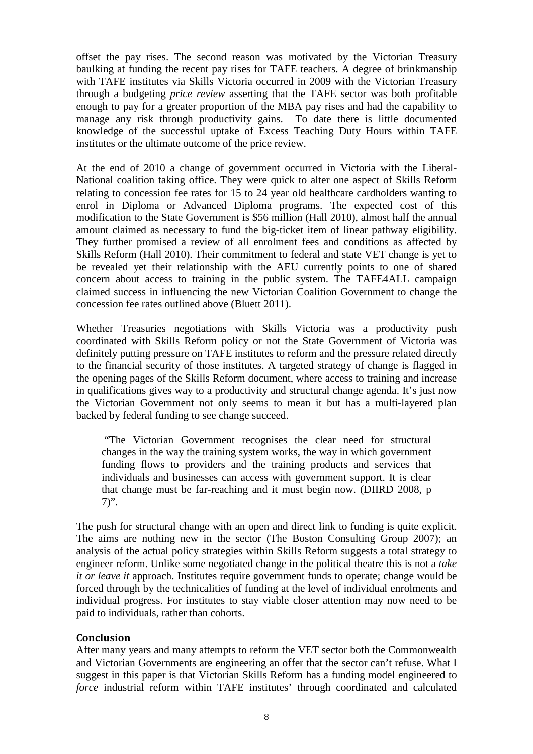offset the pay rises. The second reason was motivated by the Victorian Treasury baulking at funding the recent pay rises for TAFE teachers. A degree of brinkmanship with TAFE institutes via Skills Victoria occurred in 2009 with the Victorian Treasury through a budgeting *price review* asserting that the TAFE sector was both profitable enough to pay for a greater proportion of the MBA pay rises and had the capability to manage any risk through productivity gains. To date there is little documented knowledge of the successful uptake of Excess Teaching Duty Hours within TAFE institutes or the ultimate outcome of the price review.

At the end of 2010 a change of government occurred in Victoria with the Liberal-National coalition taking office. They were quick to alter one aspect of Skills Reform relating to concession fee rates for 15 to 24 year old healthcare cardholders wanting to enrol in Diploma or Advanced Diploma programs. The expected cost of this modification to the State Government is $56 million (Hall 2010), almost half the annual amount claimed as necessary to fund the big-ticket item of linear pathway eligibility. They further promised a review of all enrolment fees and conditions as affected by Skills Reform (Hall 2010). Their commitment to federal and state VET change is yet to be revealed yet their relationship with the AEU currently points to one of shared concern about access to training in the public system. The TAFE4ALL campaign claimed success in influencing the new Victorian Coalition Government to change the concession fee rates outlined above (Bluett 2011).

Whether Treasuries negotiations with Skills Victoria was a productivity push coordinated with Skills Reform policy or not the State Government of Victoria was definitely putting pressure on TAFE institutes to reform and the pressure related directly to the financial security of those institutes. A targeted strategy of change is flagged in the opening pages of the Skills Reform document, where access to training and increase in qualifications gives way to a productivity and structural change agenda. It's just now the Victorian Government not only seems to mean it but has a multi-layered plan backed by federal funding to see change succeed.

> "The Victorian Government recognises the clear need for structural changes in the way the training system works, the way in which government funding flows to providers and the training products and services that individuals and businesses can access with government support. It is clear that change must be far-reaching and it must begin now. (DIIRD 2008, p 7)".

The push for structural change with an open and direct link to funding is quite explicit. The aims are nothing new in the sector (The Boston Consulting Group 2007); an analysis of the actual policy strategies within Skills Reform suggests a total strategy to engineer reform. Unlike some negotiated change in the political theatre this is not a *take it or leave it* approach. Institutes require government funds to operate; change would be forced through by the technicalities of funding at the level of individual enrolments and individual progress. For institutes to stay viable closer attention may now need to be paid to individuals, rather than cohorts.

## Conclusion

After many years and many attempts to reform the VET sector both the Commonwealth and Victorian Governments are engineering an offer that the sector can't refuse. What I suggest in this paper is that Victorian Skills Reform has a funding model engineered to *force* industrial reform within TAFE institutes' through coordinated and calculated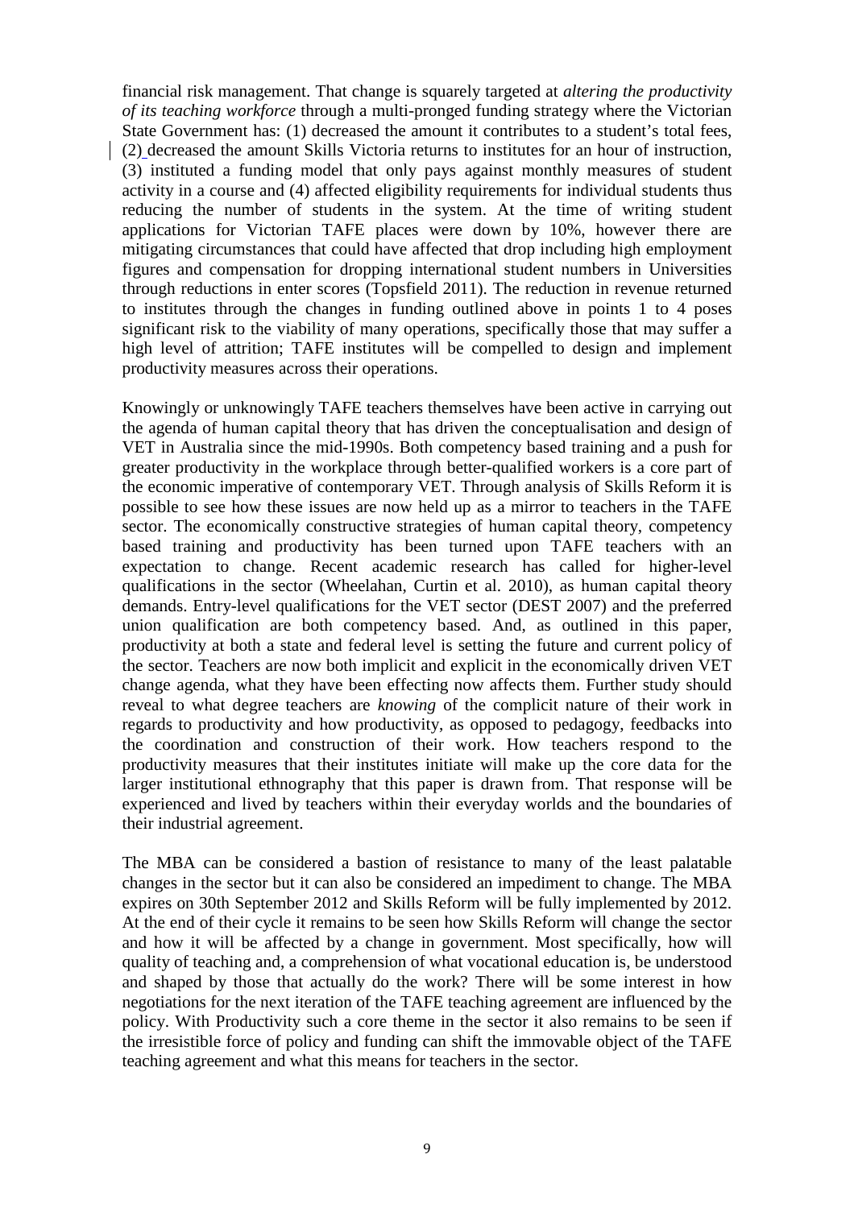financial risk management. That change is squarely targeted at *altering the productivity of its teaching workforce* through a multi-pronged funding strategy where the Victorian State Government has: (1) decreased the amount it contributes to a student's total fees, (2) decreased the amount Skills Victoria returns to institutes for an hour of instruction, (3) instituted a funding model that only pays against monthly measures of student activity in a course and (4) affected eligibility requirements for individual students thus reducing the number of students in the system. At the time of writing student applications for Victorian TAFE places were down by 10%, however there are mitigating circumstances that could have affected that drop including high employment figures and compensation for dropping international student numbers in Universities through reductions in enter scores (Topsfield 2011). The reduction in revenue returned to institutes through the changes in funding outlined above in points 1 to 4 poses significant risk to the viability of many operations, specifically those that may suffer a high level of attrition; TAFE institutes will be compelled to design and implement productivity measures across their operations.

Knowingly or unknowingly TAFE teachers themselves have been active in carrying out the agenda of human capital theory that has driven the conceptualisation and design of VET in Australia since the mid-1990s. Both competency based training and a push for greater productivity in the workplace through better-qualified workers is a core part of the economic imperative of contemporary VET. Through analysis of Skills Reform it is possible to see how these issues are now held up as a mirror to teachers in the TAFE sector. The economically constructive strategies of human capital theory, competency based training and productivity has been turned upon TAFE teachers with an expectation to change. Recent academic research has called for higher-level qualifications in the sector (Wheelahan, Curtin et al. 2010), as human capital theory demands. Entry-level qualifications for the VET sector (DEST 2007) and the preferred union qualification are both competency based. And, as outlined in this paper, productivity at both a state and federal level is setting the future and current policy of the sector. Teachers are now both implicit and explicit in the economically driven VET change agenda, what they have been effecting now affects them. Further study should reveal to what degree teachers are *knowing* of the complicit nature of their work in regards to productivity and how productivity, as opposed to pedagogy, feedbacks into the coordination and construction of their work. How teachers respond to the productivity measures that their institutes initiate will make up the core data for the larger institutional ethnography that this paper is drawn from. That response will be experienced and lived by teachers within their everyday worlds and the boundaries of their industrial agreement.

The MBA can be considered a bastion of resistance to many of the least palatable changes in the sector but it can also be considered an impediment to change. The MBA expires on 30th September 2012 and Skills Reform will be fully implemented by 2012. At the end of their cycle it remains to be seen how Skills Reform will change the sector and how it will be affected by a change in government. Most specifically, how will quality of teaching and, a comprehension of what vocational education is, be understood and shaped by those that actually do the work? There will be some interest in how negotiations for the next iteration of the TAFE teaching agreement are influenced by the policy. With Productivity such a core theme in the sector it also remains to be seen if the irresistible force of policy and funding can shift the immovable object of the TAFE teaching agreement and what this means for teachers in the sector.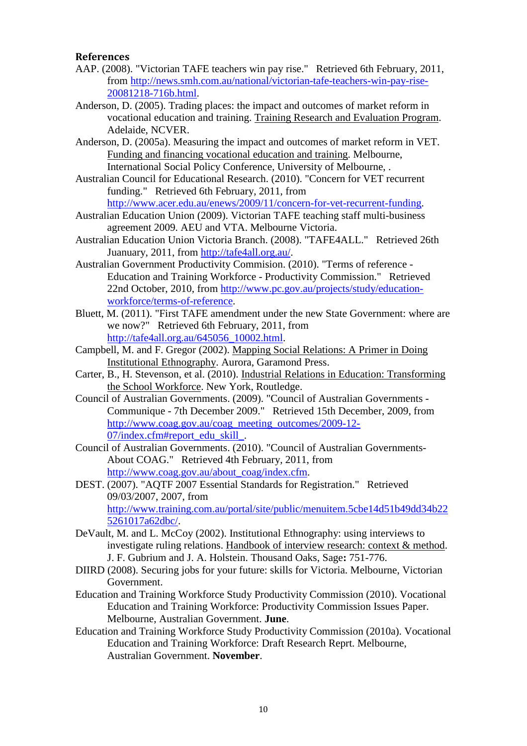**References**

AAP. (2008). "Victorian TAFE teachers win pay rise." Retrieved 6th February, 2011, from http://news.smh.com.au/national/victorian-tafe-teachers-win-pay-rise-20081218-716b.html.

Anderson, D. (2005). Trading places: the impact and outcomes of market reform in vocational education and training. Training Research and Evaluation Program. Adelaide, NCVER.

Anderson, D. (2005a). Measuring the impact and outcomes of market reform in VET. Funding and financing vocational education and training. Melbourne, International Social Policy Conference, University of Melbourne, .

Australian Council for Educational Research. (2010). "Concern for VET recurrent funding." Retrieved 6th February, 2011, from http://www.acer.edu.au/enews/2009/11/concern-for-vet-recurrent-funding.

Australian Education Union (2009). Victorian TAFE teaching staff multi-business agreement 2009. AEU and VTA. Melbourne Victoria.

Australian Education Union Victoria Branch. (2008). "TAFE4ALL." Retrieved 26th Juanuary, 2011, from http://tafe4all.org.au/.

Australian Government Productivity Commision. (2010). "Terms of reference - Education and Training Workforce - Productivity Commission." Retrieved 22nd October, 2010, from http://www.pc.gov.au/projects/study/education-workforce/terms-of-reference.

Bluett, M. (2011). "First TAFE amendment under the new State Government: where are we now?" Retrieved 6th February, 2011, from http://tafe4all.org.au/645056_10002.html.

Campbell, M. and F. Gregor (2002). Mapping Social Relations: A Primer in Doing Institutional Ethnography. Aurora, Garamond Press.

Carter, B., H. Stevenson, et al. (2010). Industrial Relations in Education: Transforming the School Workforce. New York, Routledge.

Council of Australian Governments. (2009). "Council of Australian Governments - Communique - 7th December 2009." Retrieved 15th December, 2009, from http://www.coag.gov.au/coag_meeting_outcomes/2009-12-07/index.cfm#report_edu_skill_.

Council of Australian Governments. (2010). "Council of Australian Governments- About COAG." Retrieved 4th February, 2011, from http://www.coag.gov.au/about_coag/index.cfm.

DEST. (2007). "AQTF 2007 Essential Standards for Registration." Retrieved 09/03/2007, 2007, from http://www.training.com.au/portal/site/public/menuitem.5cbe14d51b49dd34b225261017a62dbc/.

DeVault, M. and L. McCoy (2002). Institutional Ethnography: using interviews to investigate ruling relations. Handbook of interview research: context & method. J. F. Gubrium and J. A. Holstein. Thousand Oaks, Sage**:** 751-776.

DIIRD (2008). Securing jobs for your future: skills for Victoria. Melbourne, Victorian Government.

Education and Training Workforce Study Productivity Commission (2010). Vocational Education and Training Workforce: Productivity Commission Issues Paper. Melbourne, Australian Government. **June**.

Education and Training Workforce Study Productivity Commission (2010a). Vocational Education and Training Workforce: Draft Research Reprt. Melbourne, Australian Government. **November**.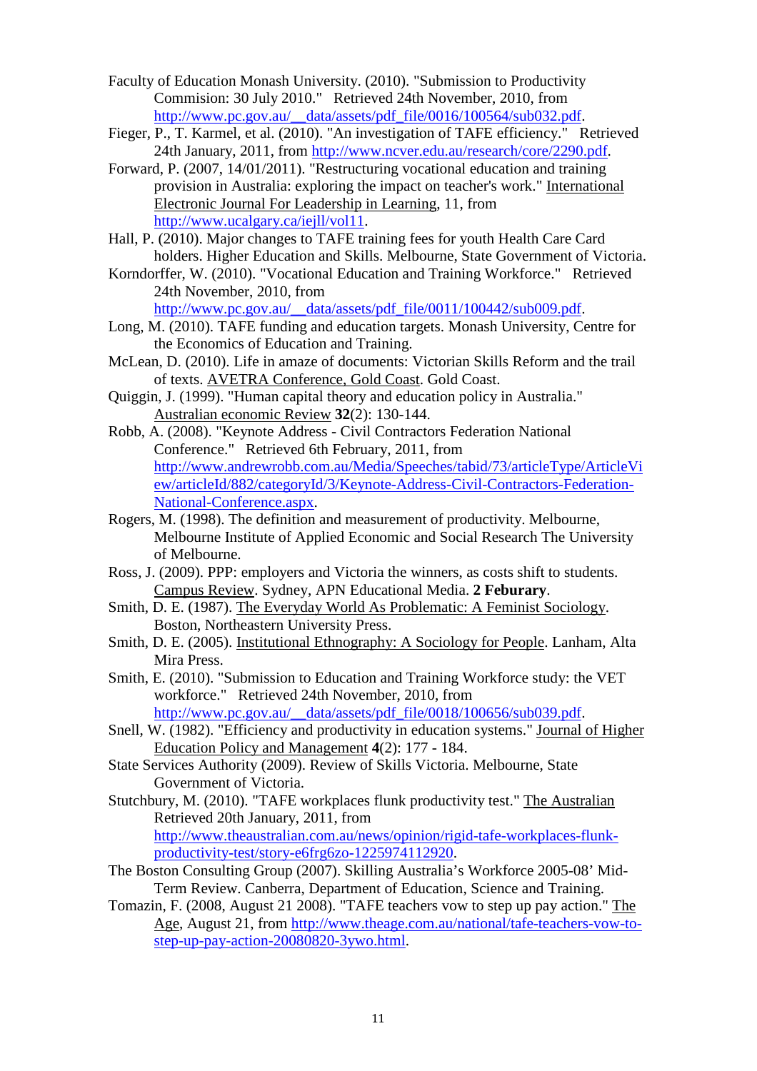Faculty of Education Monash University. (2010). "Submission to Productivity Commision: 30 July 2010." Retrieved 24th November, 2010, from http://www.pc.gov.au/__data/assets/pdf_file/0016/100564/sub032.pdf.

Fieger, P., T. Karmel, et al. (2010). "An investigation of TAFE efficiency." Retrieved 24th January, 2011, from http://www.ncver.edu.au/research/core/2290.pdf.

Forward, P. (2007, 14/01/2011). "Restructuring vocational education and training provision in Australia: exploring the impact on teacher's work." International Electronic Journal For Leadership in Learning, 11, from http://www.ucalgary.ca/iejll/vol11.

Hall, P. (2010). Major changes to TAFE training fees for youth Health Care Card holders. Higher Education and Skills. Melbourne, State Government of Victoria.

Korndorffer, W. (2010). "Vocational Education and Training Workforce." Retrieved 24th November, 2010, from http://www.pc.gov.au/__data/assets/pdf_file/0011/100442/sub009.pdf.

Long, M. (2010). TAFE funding and education targets. Monash University, Centre for the Economics of Education and Training.

McLean, D. (2010). Life in amaze of documents: Victorian Skills Reform and the trail of texts. AVETRA Conference, Gold Coast. Gold Coast.

Quiggin, J. (1999). "Human capital theory and education policy in Australia." Australian economic Review **32**(2): 130-144.

Robb, A. (2008). "Keynote Address - Civil Contractors Federation National Conference." Retrieved 6th February, 2011, from http://www.andrewrobb.com.au/Media/Speeches/tabid/73/articleType/ArticleView/articleId/882/categoryId/3/Keynote-Address-Civil-Contractors-Federation-National-Conference.aspx.

Rogers, M. (1998). The definition and measurement of productivity. Melbourne, Melbourne Institute of Applied Economic and Social Research The University of Melbourne.

Ross, J. (2009). PPP: employers and Victoria the winners, as costs shift to students. Campus Review. Sydney, APN Educational Media. **2 Feburary**.

Smith, D. E. (1987). The Everyday World As Problematic: A Feminist Sociology. Boston, Northeastern University Press.

Smith, D. E. (2005). Institutional Ethnography: A Sociology for People. Lanham, Alta Mira Press.

Smith, E. (2010). "Submission to Education and Training Workforce study: the VET workforce." Retrieved 24th November, 2010, from http://www.pc.gov.au/__data/assets/pdf_file/0018/100656/sub039.pdf.

Snell, W. (1982). "Efficiency and productivity in education systems." Journal of Higher Education Policy and Management **4**(2): 177 - 184.

State Services Authority (2009). Review of Skills Victoria. Melbourne, State Government of Victoria.

Stutchbury, M. (2010). "TAFE workplaces flunk productivity test." The Australian Retrieved 20th January, 2011, from http://www.theaustralian.com.au/news/opinion/rigid-tafe-workplaces-flunk-productivity-test/story-e6frg6zo-1225974112920.

The Boston Consulting Group (2007). Skilling Australia's Workforce 2005-08' Mid-Term Review. Canberra, Department of Education, Science and Training.

Tomazin, F. (2008, August 21 2008). "TAFE teachers vow to step up pay action." The Age, August 21, from http://www.theage.com.au/national/tafe-teachers-vow-to-step-up-pay-action-20080820-3ywo.html.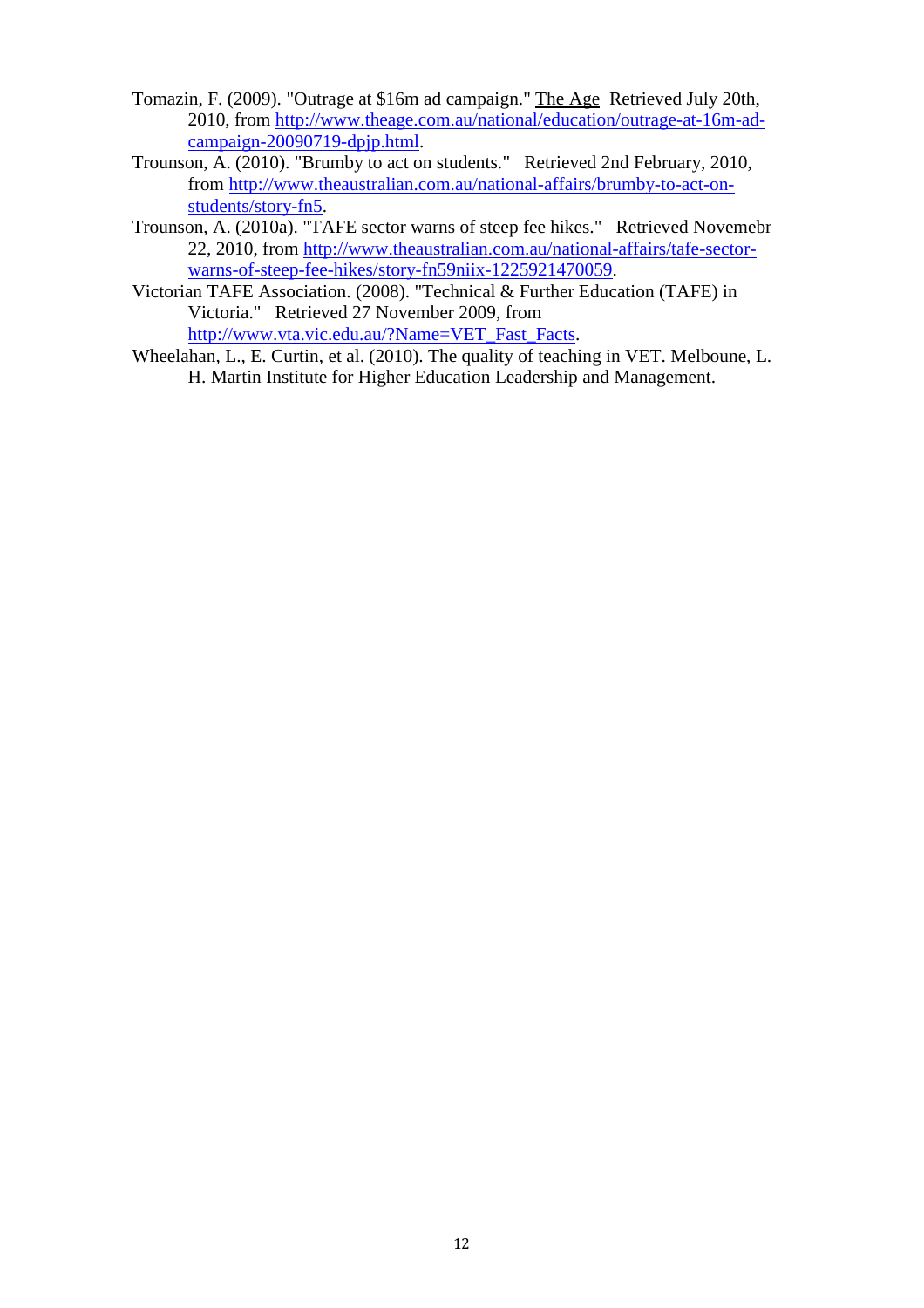Tomazin, F. (2009). "Outrage at $16m ad campaign." The Age Retrieved July 20th, 2010, from http://www.theage.com.au/national/education/outrage-at-16m-ad-campaign-20090719-dpjp.html.

Trounson, A. (2010). "Brumby to act on students." Retrieved 2nd February, 2010, from http://www.theaustralian.com.au/national-affairs/brumby-to-act-on-students/story-fn5.

Trounson, A. (2010a). "TAFE sector warns of steep fee hikes." Retrieved Novemebr 22, 2010, from http://www.theaustralian.com.au/national-affairs/tafe-sector-warns-of-steep-fee-hikes/story-fn59niix-1225921470059.

Victorian TAFE Association. (2008). "Technical & Further Education (TAFE) in Victoria." Retrieved 27 November 2009, from http://www.vta.vic.edu.au/?Name=VET_Fast_Facts.

Wheelahan, L., E. Curtin, et al. (2010). The quality of teaching in VET. Melboune, L. H. Martin Institute for Higher Education Leadership and Management.